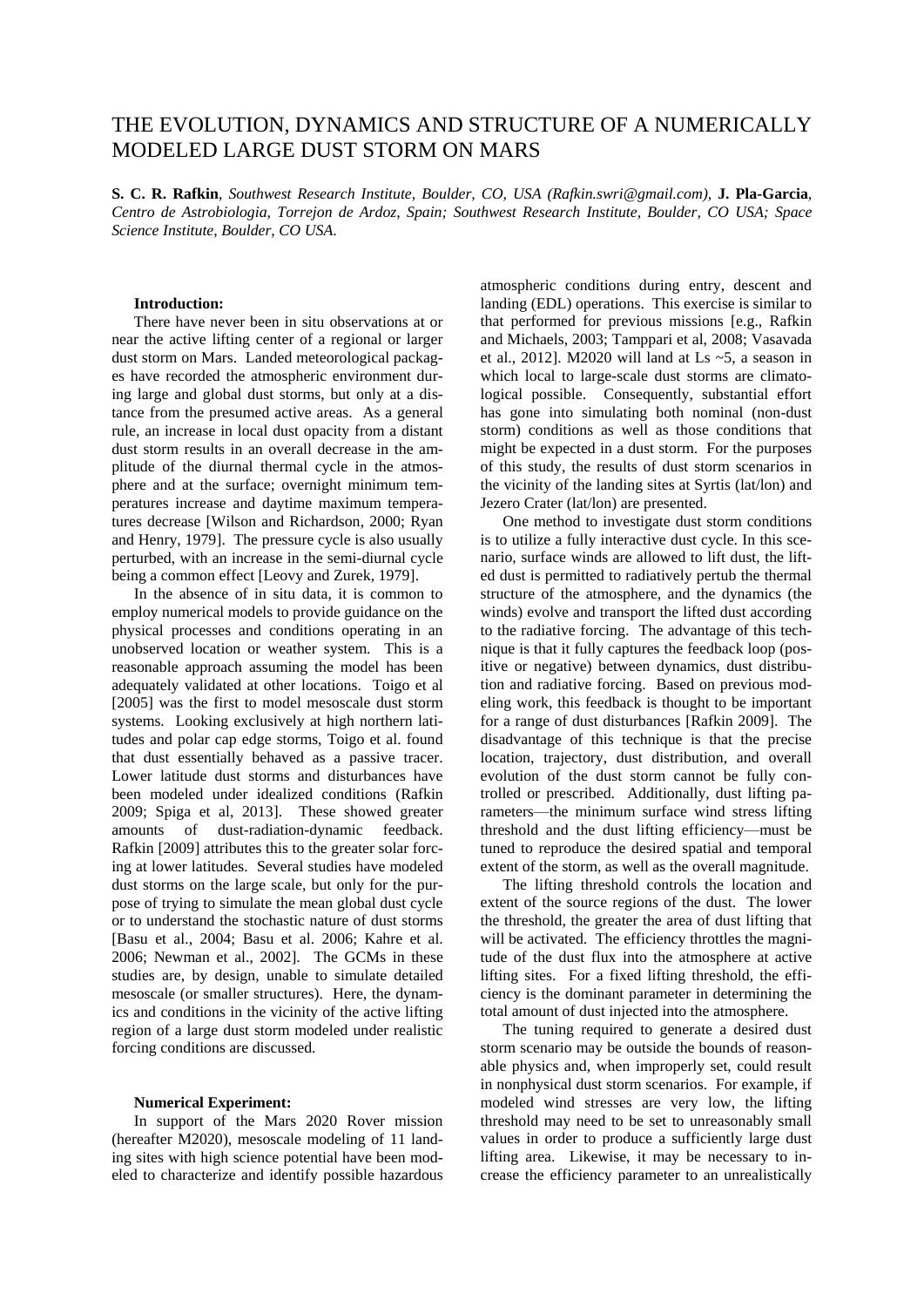# THE EVOLUTION, DYNAMICS AND STRUCTURE OF A NUMERICALLY MODELED LARGE DUST STORM ON MARS

**S. C. R. Rafkin**, *Southwest Research Institute, Boulder, CO, USA (Rafkin.swri@gmail.com)*, **J. Pla-Garcia**, *Centro de Astrobiologia, Torrejon de Ardoz, Spain; Southwest Research Institute, Boulder, CO USA; Space Science Institute, Boulder, CO USA.*

**Introduction:**

There have never been in situ observations at or near the active lifting center of a regional or larger dust storm on Mars. Landed meteorological packages have recorded the atmospheric environment during large and global dust storms, but only at a distance from the presumed active areas. As a general rule, an increase in local dust opacity from a distant dust storm results in an overall decrease in the amplitude of the diurnal thermal cycle in the atmosphere and at the surface; overnight minimum temperatures increase and daytime maximum temperatures decrease [Wilson and Richardson, 2000; Ryan and Henry, 1979]. The pressure cycle is also usually perturbed, with an increase in the semi-diurnal cycle being a common effect [Leovy and Zurek, 1979].

In the absence of in situ data, it is common to employ numerical models to provide guidance on the physical processes and conditions operating in an unobserved location or weather system. This is a reasonable approach assuming the model has been adequately validated at other locations. Toigo et al [2005] was the first to model mesoscale dust storm systems. Looking exclusively at high northern latitudes and polar cap edge storms, Toigo et al. found that dust essentially behaved as a passive tracer. Lower latitude dust storms and disturbances have been modeled under idealized conditions (Rafkin 2009; Spiga et al, 2013]. These showed greater amounts of dust-radiation-dynamic feedback. Rafkin [2009] attributes this to the greater solar forcing at lower latitudes. Several studies have modeled dust storms on the large scale, but only for the purpose of trying to simulate the mean global dust cycle or to understand the stochastic nature of dust storms [Basu et al., 2004; Basu et al. 2006; Kahre et al. 2006; Newman et al., 2002]. The GCMs in these studies are, by design, unable to simulate detailed mesoscale (or smaller structures). Here, the dynamics and conditions in the vicinity of the active lifting region of a large dust storm modeled under realistic forcing conditions are discussed.

**Numerical Experiment:**

In support of the Mars 2020 Rover mission (hereafter M2020), mesoscale modeling of 11 landing sites with high science potential have been modeled to characterize and identify possible hazardous atmospheric conditions during entry, descent and landing (EDL) operations. This exercise is similar to that performed for previous missions [e.g., Rafkin and Michaels, 2003; Tamppari et al, 2008; Vasavada et al., 2012]. M2020 will land at Ls ~5, a season in which local to large-scale dust storms are climatological possible. Consequently, substantial effort has gone into simulating both nominal (non-dust storm) conditions as well as those conditions that might be expected in a dust storm. For the purposes of this study, the results of dust storm scenarios in the vicinity of the landing sites at Syrtis (lat/lon) and Jezero Crater (lat/lon) are presented.

One method to investigate dust storm conditions is to utilize a fully interactive dust cycle. In this scenario, surface winds are allowed to lift dust, the lifted dust is permitted to radiatively pertub the thermal structure of the atmosphere, and the dynamics (the winds) evolve and transport the lifted dust according to the radiative forcing. The advantage of this technique is that it fully captures the feedback loop (positive or negative) between dynamics, dust distribution and radiative forcing. Based on previous modeling work, this feedback is thought to be important for a range of dust disturbances [Rafkin 2009]. The disadvantage of this technique is that the precise location, trajectory, dust distribution, and overall evolution of the dust storm cannot be fully controlled or prescribed. Additionally, dust lifting parameters—the minimum surface wind stress lifting threshold and the dust lifting efficiency—must be tuned to reproduce the desired spatial and temporal extent of the storm, as well as the overall magnitude.

The lifting threshold controls the location and extent of the source regions of the dust. The lower the threshold, the greater the area of dust lifting that will be activated. The efficiency throttles the magnitude of the dust flux into the atmosphere at active lifting sites. For a fixed lifting threshold, the efficiency is the dominant parameter in determining the total amount of dust injected into the atmosphere.

The tuning required to generate a desired dust storm scenario may be outside the bounds of reasonable physics and, when improperly set, could result in nonphysical dust storm scenarios. For example, if modeled wind stresses are very low, the lifting threshold may need to be set to unreasonably small values in order to produce a sufficiently large dust lifting area. Likewise, it may be necessary to increase the efficiency parameter to an unrealistically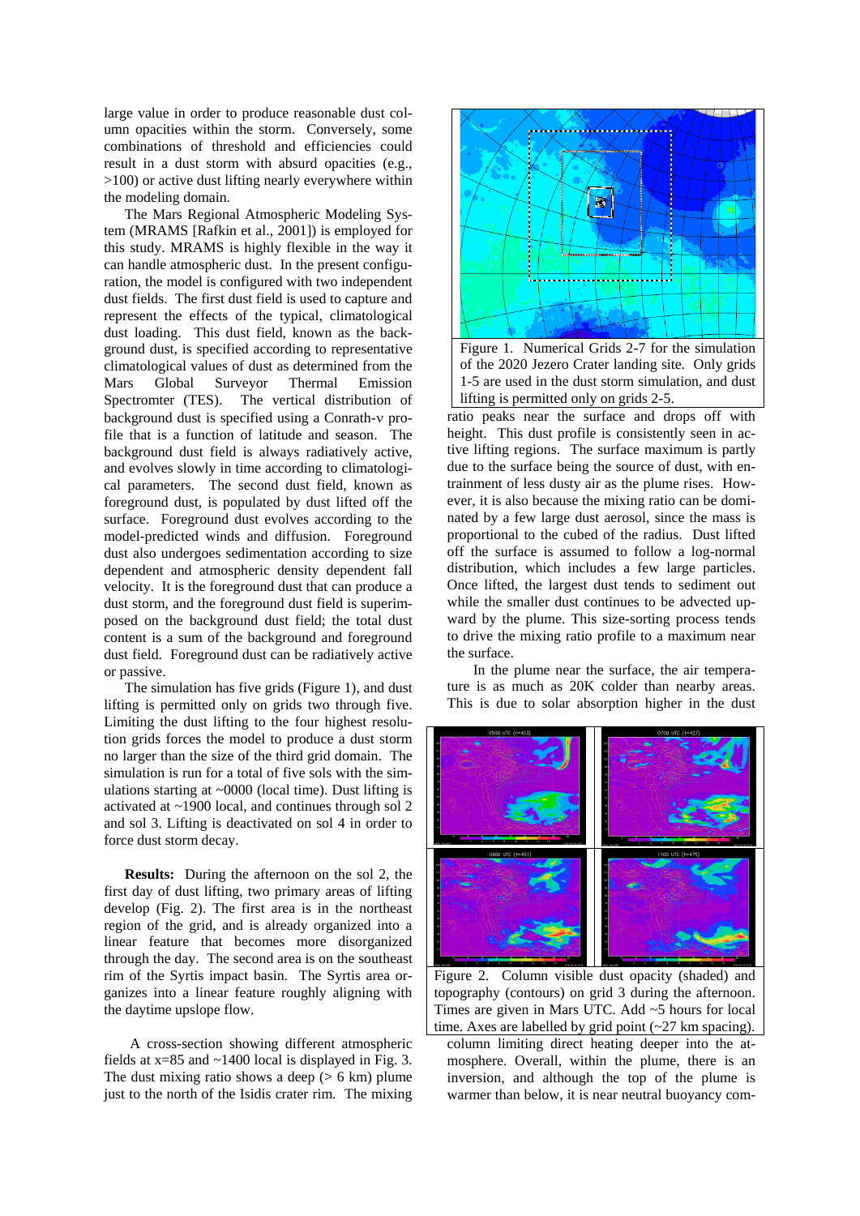large value in order to produce reasonable dust column opacities within the storm. Conversely, some combinations of threshold and efficiencies could result in a dust storm with absurd opacities (e.g., >100) or active dust lifting nearly everywhere within the modeling domain.

The Mars Regional Atmospheric Modeling System (MRAMS [Rafkin et al., 2001]) is employed for this study. MRAMS is highly flexible in the way it can handle atmospheric dust. In the present configuration, the model is configured with two independent dust fields. The first dust field is used to capture and represent the effects of the typical, climatological dust loading. This dust field, known as the background dust, is specified according to representative climatological values of dust as determined from the Mars Global Surveyor Thermal Emission Spectromter (TES). The vertical distribution of background dust is specified using a Conrath-ν profile that is a function of latitude and season. The background dust field is always radiatively active, and evolves slowly in time according to climatological parameters. The second dust field, known as foreground dust, is populated by dust lifted off the surface. Foreground dust evolves according to the model-predicted winds and diffusion. Foreground dust also undergoes sedimentation according to size dependent and atmospheric density dependent fall velocity. It is the foreground dust that can produce a dust storm, and the foreground dust field is superimposed on the background dust field; the total dust content is a sum of the background and foreground dust field. Foreground dust can be radiatively active or passive.

The simulation has five grids (Figure 1), and dust lifting is permitted only on grids two through five. Limiting the dust lifting to the four highest resolution grids forces the model to produce a dust storm no larger than the size of the third grid domain. The simulation is run for a total of five sols with the simulations starting at ~0000 (local time). Dust lifting is activated at ~1900 local, and continues through sol 2 and sol 3. Lifting is deactivated on sol 4 in order to force dust storm decay.

Figure 1. Numerical Grids 2-7 for the simulation of the 2020 Jezero Crater landing site. Only grids 1-5 are used in the dust storm simulation, and dust lifting is permitted only on grids 2-5.

**Results:** During the afternoon on the sol 2, the first day of dust lifting, two primary areas of lifting develop (Fig. 2). The first area is in the northeast region of the grid, and is already organized into a linear feature that becomes more disorganized through the day. The second area is on the southeast rim of the Syrtis impact basin. The Syrtis area organizes into a linear feature roughly aligning with the daytime upslope flow.

A cross-section showing different atmospheric fields at x=85 and ~1400 local is displayed in Fig. 3. The dust mixing ratio shows a deep (> 6 km) plume just to the north of the Isidis crater rim. The mixing ratio peaks near the surface and drops off with height. This dust profile is consistently seen in active lifting regions. The surface maximum is partly due to the surface being the source of dust, with entrainment of less dusty air as the plume rises. However, it is also because the mixing ratio can be dominated by a few large dust aerosol, since the mass is proportional to the cubed of the radius. Dust lifted off the surface is assumed to follow a log-normal distribution, which includes a few large particles. Once lifted, the largest dust tends to sediment out while the smaller dust continues to be advected upward by the plume. This size-sorting process tends to drive the mixing ratio profile to a maximum near the surface.

In the plume near the surface, the air temperature is as much as 20K colder than nearby areas. This is due to solar absorption higher in the dust column limiting direct heating deeper into the atmosphere. Overall, within the plume, there is an inversion, and although the top of the plume is warmer than below, it is near neutral buoyancy com-

Figure 2. Column visible dust opacity (shaded) and topography (contours) on grid 3 during the afternoon. Times are given in Mars UTC. Add ~5 hours for local time. Axes are labelled by grid point (~27 km spacing).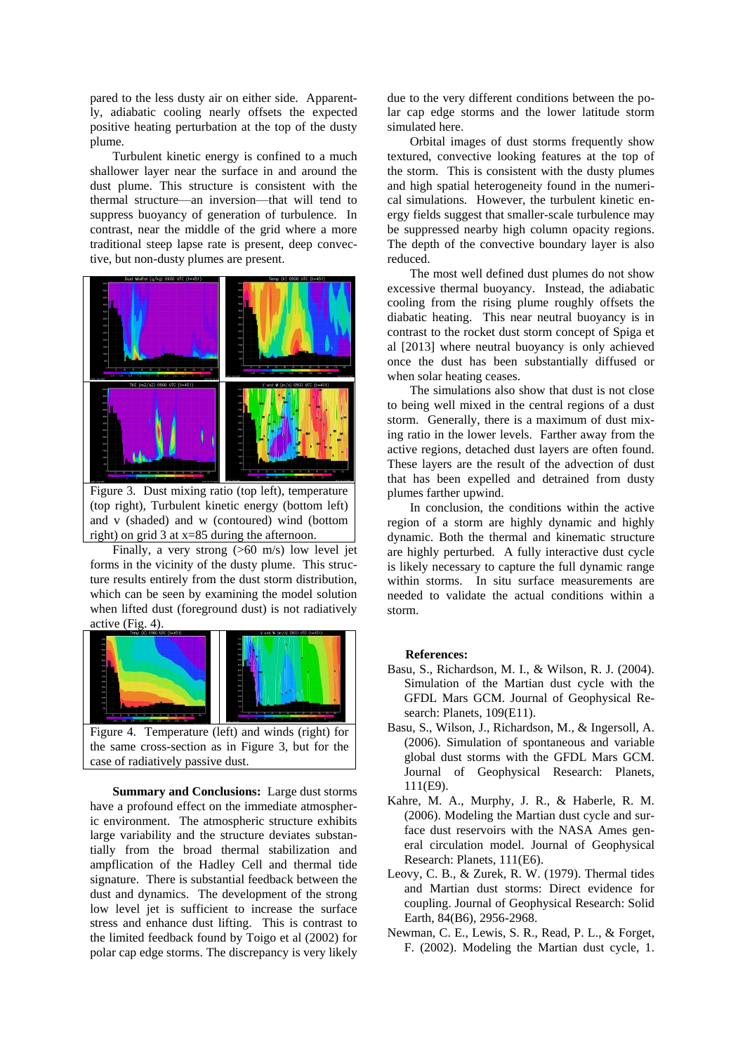pared to the less dusty air on either side. Apparently, adiabatic cooling nearly offsets the expected positive heating perturbation at the top of the dusty plume.

Turbulent kinetic energy is confined to a much shallower layer near the surface in and around the dust plume. This structure is consistent with the thermal structure—an inversion—that will tend to suppress buoyancy of generation of turbulence. In contrast, near the middle of the grid where a more traditional steep lapse rate is present, deep convective, but non-dusty plumes are present.

Figure 3. Dust mixing ratio (top left), temperature (top right), Turbulent kinetic energy (bottom left) and v (shaded) and w (contoured) wind (bottom right) on grid 3 at x=85 during the afternoon.

Finally, a very strong (>60 m/s) low level jet forms in the vicinity of the dusty plume. This structure results entirely from the dust storm distribution, which can be seen by examining the model solution when lifted dust (foreground dust) is not radiatively active (Fig. 4).

Figure 4. Temperature (left) and winds (right) for the same cross-section as in Figure 3, but for the case of radiatively passive dust.

**Summary and Conclusions:** Large dust storms have a profound effect on the immediate atmospheric environment. The atmospheric structure exhibits large variability and the structure deviates substantially from the broad thermal stabilization and ampflication of the Hadley Cell and thermal tide signature. There is substantial feedback between the dust and dynamics. The development of the strong low level jet is sufficient to increase the surface stress and enhance dust lifting. This is contrast to the limited feedback found by Toigo et al (2002) for polar cap edge storms. The discrepancy is very likely due to the very different conditions between the polar cap edge storms and the lower latitude storm simulated here.

Orbital images of dust storms frequently show textured, convective looking features at the top of the storm. This is consistent with the dusty plumes and high spatial heterogeneity found in the numerical simulations. However, the turbulent kinetic energy fields suggest that smaller-scale turbulence may be suppressed nearby high column opacity regions. The depth of the convective boundary layer is also reduced.

The most well defined dust plumes do not show excessive thermal buoyancy. Instead, the adiabatic cooling from the rising plume roughly offsets the diabatic heating. This near neutral buoyancy is in contrast to the rocket dust storm concept of Spiga et al [2013] where neutral buoyancy is only achieved once the dust has been substantially diffused or when solar heating ceases.

The simulations also show that dust is not close to being well mixed in the central regions of a dust storm. Generally, there is a maximum of dust mixing ratio in the lower levels. Farther away from the active regions, detached dust layers are often found. These layers are the result of the advection of dust that has been expelled and detrained from dusty plumes farther upwind.

In conclusion, the conditions within the active region of a storm are highly dynamic and highly dynamic. Both the thermal and kinematic structure are highly perturbed. A fully interactive dust cycle is likely necessary to capture the full dynamic range within storms. In situ surface measurements are needed to validate the actual conditions within a storm.

**References:**

Basu, S., Richardson, M. I., & Wilson, R. J. (2004). Simulation of the Martian dust cycle with the GFDL Mars GCM. Journal of Geophysical Research: Planets, 109(E11).

Basu, S., Wilson, J., Richardson, M., & Ingersoll, A. (2006). Simulation of spontaneous and variable global dust storms with the GFDL Mars GCM. Journal of Geophysical Research: Planets, 111(E9).

Kahre, M. A., Murphy, J. R., & Haberle, R. M. (2006). Modeling the Martian dust cycle and surface dust reservoirs with the NASA Ames general circulation model. Journal of Geophysical Research: Planets, 111(E6).

Leovy, C. B., & Zurek, R. W. (1979). Thermal tides and Martian dust storms: Direct evidence for coupling. Journal of Geophysical Research: Solid Earth, 84(B6), 2956-2968.

Newman, C. E., Lewis, S. R., Read, P. L., & Forget, F. (2002). Modeling the Martian dust cycle, 1.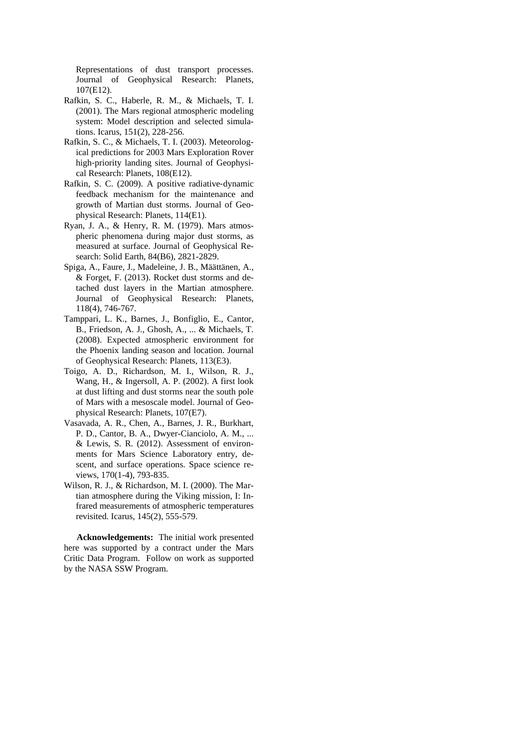Representations of dust transport processes. Journal of Geophysical Research: Planets, 107(E12).

Rafkin, S. C., Haberle, R. M., & Michaels, T. I. (2001). The Mars regional atmospheric modeling system: Model description and selected simulations. Icarus, 151(2), 228-256.

Rafkin, S. C., & Michaels, T. I. (2003). Meteorological predictions for 2003 Mars Exploration Rover high-priority landing sites. Journal of Geophysical Research: Planets, 108(E12).

Rafkin, S. C. (2009). A positive radiative-dynamic feedback mechanism for the maintenance and growth of Martian dust storms. Journal of Geophysical Research: Planets, 114(E1).

Ryan, J. A., & Henry, R. M. (1979). Mars atmospheric phenomena during major dust storms, as measured at surface. Journal of Geophysical Research: Solid Earth, 84(B6), 2821-2829.

Spiga, A., Faure, J., Madeleine, J. B., Määttänen, A., & Forget, F. (2013). Rocket dust storms and detached dust layers in the Martian atmosphere. Journal of Geophysical Research: Planets, 118(4), 746-767.

Tamppari, L. K., Barnes, J., Bonfiglio, E., Cantor, B., Friedson, A. J., Ghosh, A., ... & Michaels, T. (2008). Expected atmospheric environment for the Phoenix landing season and location. Journal of Geophysical Research: Planets, 113(E3).

Toigo, A. D., Richardson, M. I., Wilson, R. J., Wang, H., & Ingersoll, A. P. (2002). A first look at dust lifting and dust storms near the south pole of Mars with a mesoscale model. Journal of Geophysical Research: Planets, 107(E7).

Vasavada, A. R., Chen, A., Barnes, J. R., Burkhart, P. D., Cantor, B. A., Dwyer-Cianciolo, A. M., ... & Lewis, S. R. (2012). Assessment of environments for Mars Science Laboratory entry, descent, and surface operations. Space science reviews, 170(1-4), 793-835.

Wilson, R. J., & Richardson, M. I. (2000). The Martian atmosphere during the Viking mission, I: Infrared measurements of atmospheric temperatures revisited. Icarus, 145(2), 555-579.

**Acknowledgements:** The initial work presented here was supported by a contract under the Mars Critic Data Program. Follow on work as supported by the NASA SSW Program.